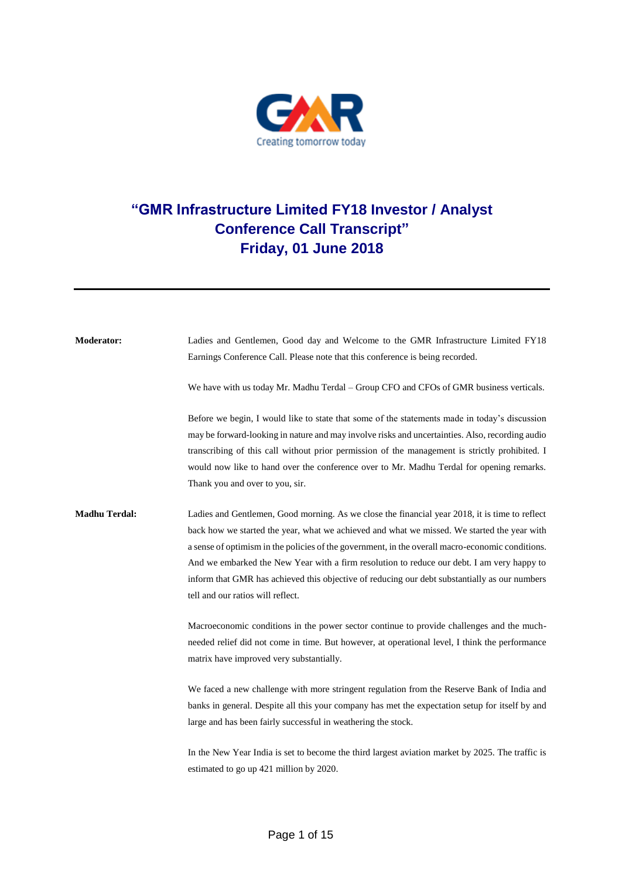# "GMR Infrastructure Limited FY18 Investor / Analyst Conference Call Transcript"
# Friday, 01 June 2018

---

**Moderator:** Ladies and Gentlemen, Good day and Welcome to the GMR Infrastructure Limited FY18 Earnings Conference Call. Please note that this conference is being recorded.

We have with us today Mr. Madhu Terdal – Group CFO and CFOs of GMR business verticals.

Before we begin, I would like to state that some of the statements made in today's discussion may be forward-looking in nature and may involve risks and uncertainties. Also, recording audio transcribing of this call without prior permission of the management is strictly prohibited. I would now like to hand over the conference over to Mr. Madhu Terdal for opening remarks. Thank you and over to you, sir.

**Madhu Terdal:** Ladies and Gentlemen, Good morning. As we close the financial year 2018, it is time to reflect back how we started the year, what we achieved and what we missed. We started the year with a sense of optimism in the policies of the government, in the overall macro-economic conditions. And we embarked the New Year with a firm resolution to reduce our debt. I am very happy to inform that GMR has achieved this objective of reducing our debt substantially as our numbers tell and our ratios will reflect.

Macroeconomic conditions in the power sector continue to provide challenges and the much-needed relief did not come in time. But however, at operational level, I think the performance matrix have improved very substantially.

We faced a new challenge with more stringent regulation from the Reserve Bank of India and banks in general. Despite all this your company has met the expectation setup for itself by and large and has been fairly successful in weathering the stock.

In the New Year India is set to become the third largest aviation market by 2025. The traffic is estimated to go up 421 million by 2020.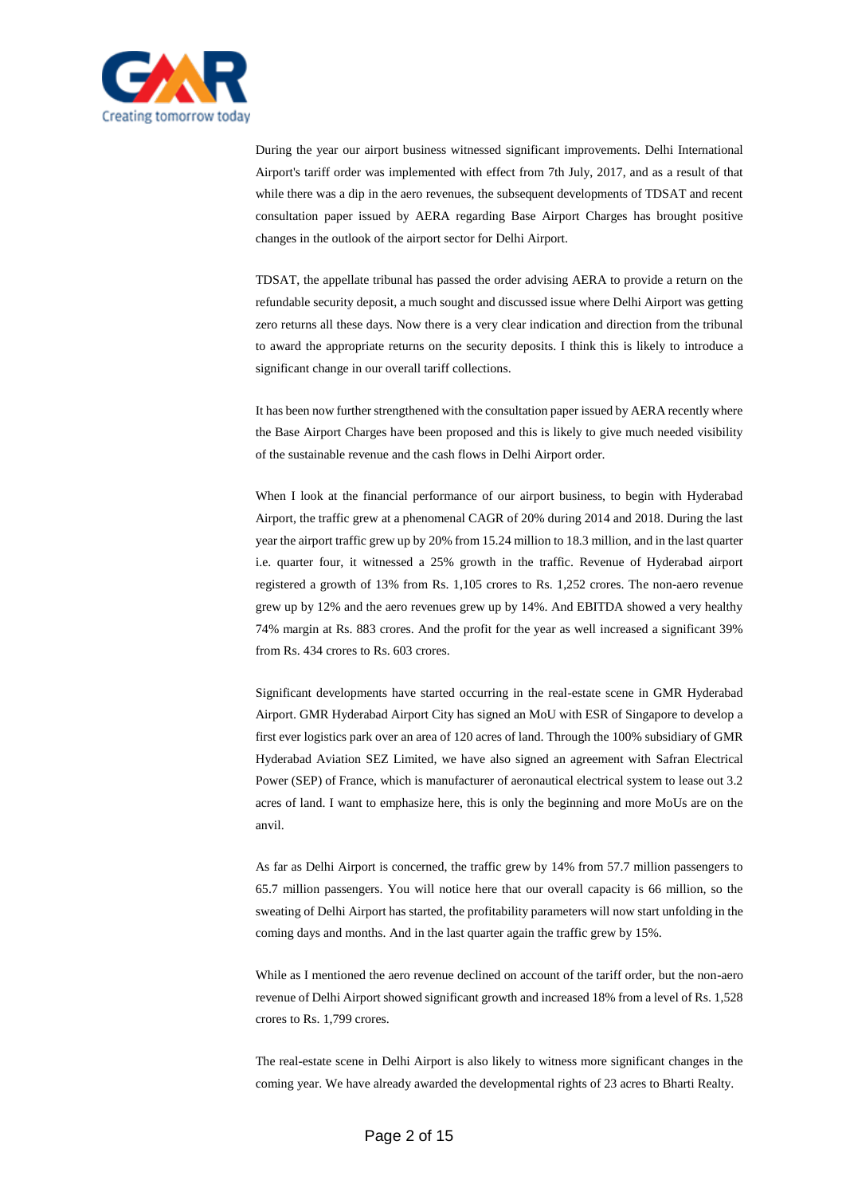During the year our airport business witnessed significant improvements. Delhi International Airport's tariff order was implemented with effect from 7th July, 2017, and as a result of that while there was a dip in the aero revenues, the subsequent developments of TDSAT and recent consultation paper issued by AERA regarding Base Airport Charges has brought positive changes in the outlook of the airport sector for Delhi Airport.

TDSAT, the appellate tribunal has passed the order advising AERA to provide a return on the refundable security deposit, a much sought and discussed issue where Delhi Airport was getting zero returns all these days. Now there is a very clear indication and direction from the tribunal to award the appropriate returns on the security deposits. I think this is likely to introduce a significant change in our overall tariff collections.

It has been now further strengthened with the consultation paper issued by AERA recently where the Base Airport Charges have been proposed and this is likely to give much needed visibility of the sustainable revenue and the cash flows in Delhi Airport order.

When I look at the financial performance of our airport business, to begin with Hyderabad Airport, the traffic grew at a phenomenal CAGR of 20% during 2014 and 2018. During the last year the airport traffic grew up by 20% from 15.24 million to 18.3 million, and in the last quarter i.e. quarter four, it witnessed a 25% growth in the traffic. Revenue of Hyderabad airport registered a growth of 13% from Rs. 1,105 crores to Rs. 1,252 crores. The non-aero revenue grew up by 12% and the aero revenues grew up by 14%. And EBITDA showed a very healthy 74% margin at Rs. 883 crores. And the profit for the year as well increased a significant 39% from Rs. 434 crores to Rs. 603 crores.

Significant developments have started occurring in the real-estate scene in GMR Hyderabad Airport. GMR Hyderabad Airport City has signed an MoU with ESR of Singapore to develop a first ever logistics park over an area of 120 acres of land. Through the 100% subsidiary of GMR Hyderabad Aviation SEZ Limited, we have also signed an agreement with Safran Electrical Power (SEP) of France, which is manufacturer of aeronautical electrical system to lease out 3.2 acres of land. I want to emphasize here, this is only the beginning and more MoUs are on the anvil.

As far as Delhi Airport is concerned, the traffic grew by 14% from 57.7 million passengers to 65.7 million passengers. You will notice here that our overall capacity is 66 million, so the sweating of Delhi Airport has started, the profitability parameters will now start unfolding in the coming days and months. And in the last quarter again the traffic grew by 15%.

While as I mentioned the aero revenue declined on account of the tariff order, but the non-aero revenue of Delhi Airport showed significant growth and increased 18% from a level of Rs. 1,528 crores to Rs. 1,799 crores.

The real-estate scene in Delhi Airport is also likely to witness more significant changes in the coming year. We have already awarded the developmental rights of 23 acres to Bharti Realty.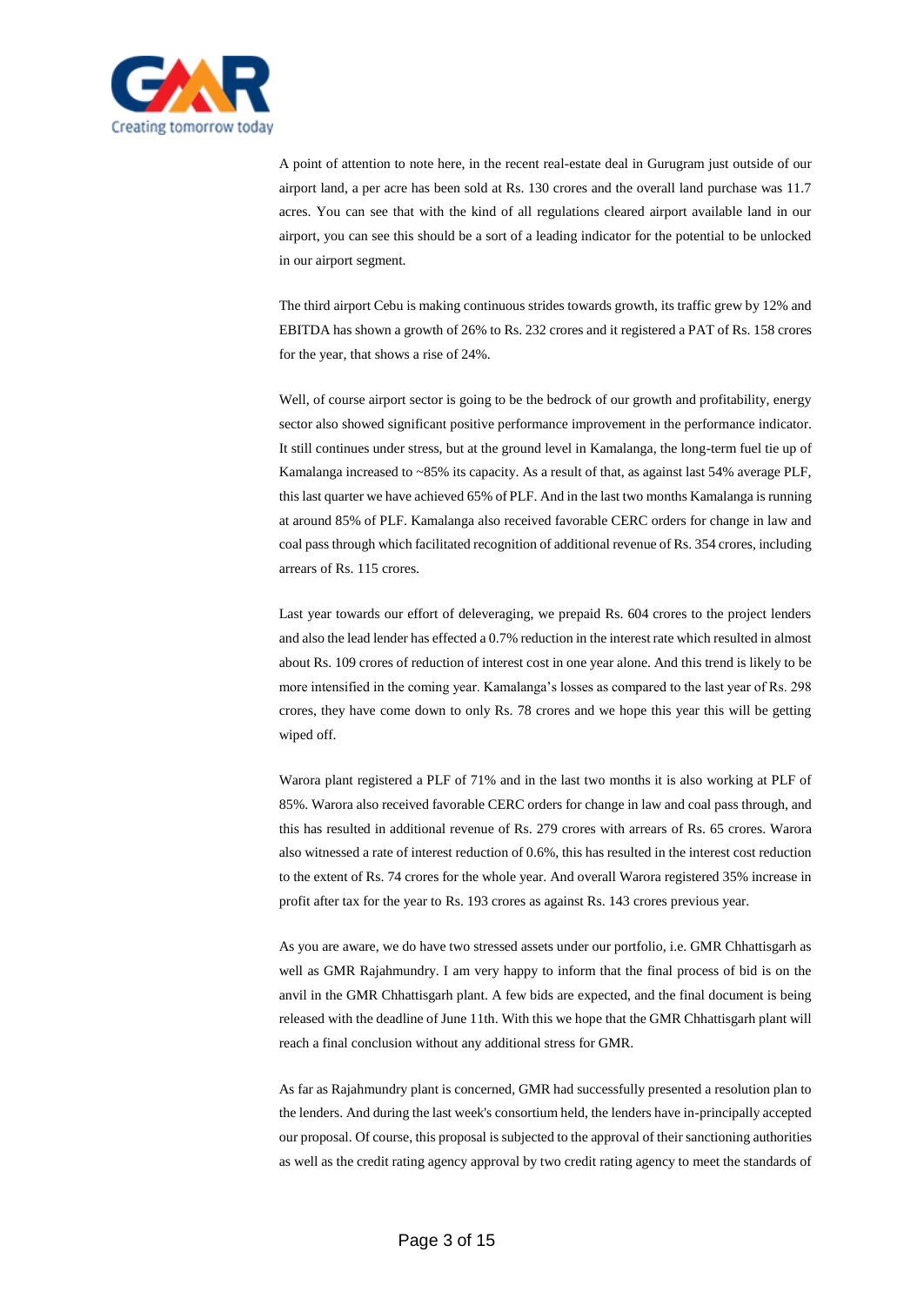A point of attention to note here, in the recent real-estate deal in Gurugram just outside of our airport land, a per acre has been sold at Rs. 130 crores and the overall land purchase was 11.7 acres. You can see that with the kind of all regulations cleared airport available land in our airport, you can see this should be a sort of a leading indicator for the potential to be unlocked in our airport segment.

The third airport Cebu is making continuous strides towards growth, its traffic grew by 12% and EBITDA has shown a growth of 26% to Rs. 232 crores and it registered a PAT of Rs. 158 crores for the year, that shows a rise of 24%.

Well, of course airport sector is going to be the bedrock of our growth and profitability, energy sector also showed significant positive performance improvement in the performance indicator. It still continues under stress, but at the ground level in Kamalanga, the long-term fuel tie up of Kamalanga increased to ~85% its capacity. As a result of that, as against last 54% average PLF, this last quarter we have achieved 65% of PLF. And in the last two months Kamalanga is running at around 85% of PLF. Kamalanga also received favorable CERC orders for change in law and coal pass through which facilitated recognition of additional revenue of Rs. 354 crores, including arrears of Rs. 115 crores.

Last year towards our effort of deleveraging, we prepaid Rs. 604 crores to the project lenders and also the lead lender has effected a 0.7% reduction in the interest rate which resulted in almost about Rs. 109 crores of reduction of interest cost in one year alone. And this trend is likely to be more intensified in the coming year. Kamalanga's losses as compared to the last year of Rs. 298 crores, they have come down to only Rs. 78 crores and we hope this year this will be getting wiped off.

Warora plant registered a PLF of 71% and in the last two months it is also working at PLF of 85%. Warora also received favorable CERC orders for change in law and coal pass through, and this has resulted in additional revenue of Rs. 279 crores with arrears of Rs. 65 crores. Warora also witnessed a rate of interest reduction of 0.6%, this has resulted in the interest cost reduction to the extent of Rs. 74 crores for the whole year. And overall Warora registered 35% increase in profit after tax for the year to Rs. 193 crores as against Rs. 143 crores previous year.

As you are aware, we do have two stressed assets under our portfolio, i.e. GMR Chhattisgarh as well as GMR Rajahmundry. I am very happy to inform that the final process of bid is on the anvil in the GMR Chhattisgarh plant. A few bids are expected, and the final document is being released with the deadline of June 11th. With this we hope that the GMR Chhattisgarh plant will reach a final conclusion without any additional stress for GMR.

As far as Rajahmundry plant is concerned, GMR had successfully presented a resolution plan to the lenders. And during the last week's consortium held, the lenders have in-principally accepted our proposal. Of course, this proposal is subjected to the approval of their sanctioning authorities as well as the credit rating agency approval by two credit rating agency to meet the standards of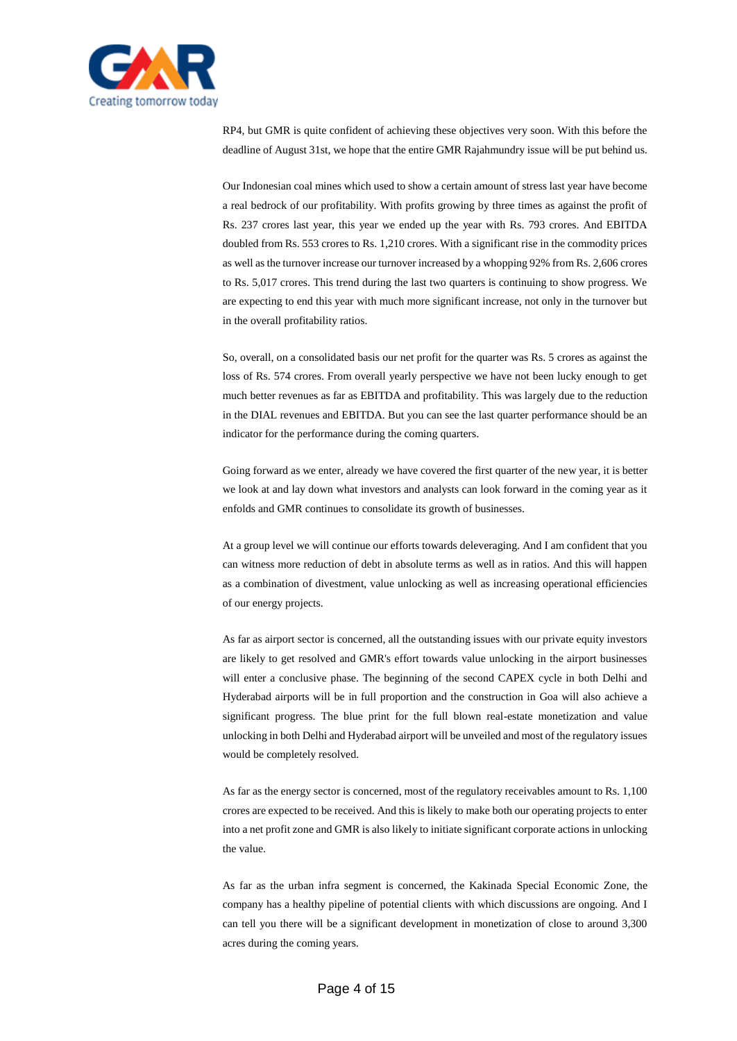RP4, but GMR is quite confident of achieving these objectives very soon. With this before the deadline of August 31st, we hope that the entire GMR Rajahmundry issue will be put behind us.

Our Indonesian coal mines which used to show a certain amount of stress last year have become a real bedrock of our profitability. With profits growing by three times as against the profit of Rs. 237 crores last year, this year we ended up the year with Rs. 793 crores. And EBITDA doubled from Rs. 553 crores to Rs. 1,210 crores. With a significant rise in the commodity prices as well as the turnover increase our turnover increased by a whopping 92% from Rs. 2,606 crores to Rs. 5,017 crores. This trend during the last two quarters is continuing to show progress. We are expecting to end this year with much more significant increase, not only in the turnover but in the overall profitability ratios.

So, overall, on a consolidated basis our net profit for the quarter was Rs. 5 crores as against the loss of Rs. 574 crores. From overall yearly perspective we have not been lucky enough to get much better revenues as far as EBITDA and profitability. This was largely due to the reduction in the DIAL revenues and EBITDA. But you can see the last quarter performance should be an indicator for the performance during the coming quarters.

Going forward as we enter, already we have covered the first quarter of the new year, it is better we look at and lay down what investors and analysts can look forward in the coming year as it enfolds and GMR continues to consolidate its growth of businesses.

At a group level we will continue our efforts towards deleveraging. And I am confident that you can witness more reduction of debt in absolute terms as well as in ratios. And this will happen as a combination of divestment, value unlocking as well as increasing operational efficiencies of our energy projects.

As far as airport sector is concerned, all the outstanding issues with our private equity investors are likely to get resolved and GMR's effort towards value unlocking in the airport businesses will enter a conclusive phase. The beginning of the second CAPEX cycle in both Delhi and Hyderabad airports will be in full proportion and the construction in Goa will also achieve a significant progress. The blue print for the full blown real-estate monetization and value unlocking in both Delhi and Hyderabad airport will be unveiled and most of the regulatory issues would be completely resolved.

As far as the energy sector is concerned, most of the regulatory receivables amount to Rs. 1,100 crores are expected to be received. And this is likely to make both our operating projects to enter into a net profit zone and GMR is also likely to initiate significant corporate actions in unlocking the value.

As far as the urban infra segment is concerned, the Kakinada Special Economic Zone, the company has a healthy pipeline of potential clients with which discussions are ongoing. And I can tell you there will be a significant development in monetization of close to around 3,300 acres during the coming years.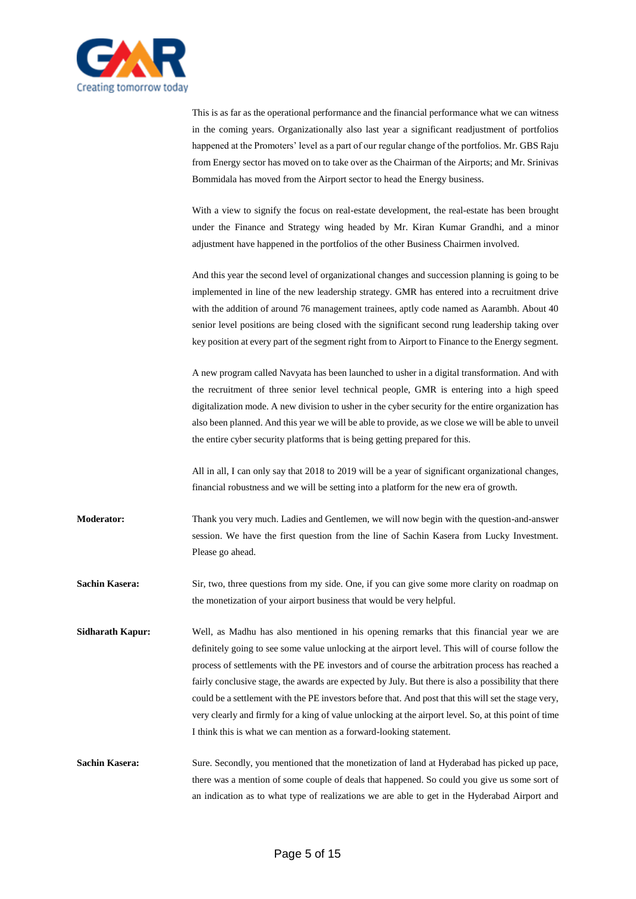This is as far as the operational performance and the financial performance what we can witness in the coming years. Organizationally also last year a significant readjustment of portfolios happened at the Promoters' level as a part of our regular change of the portfolios. Mr. GBS Raju from Energy sector has moved on to take over as the Chairman of the Airports; and Mr. Srinivas Bommidala has moved from the Airport sector to head the Energy business.

With a view to signify the focus on real-estate development, the real-estate has been brought under the Finance and Strategy wing headed by Mr. Kiran Kumar Grandhi, and a minor adjustment have happened in the portfolios of the other Business Chairmen involved.

And this year the second level of organizational changes and succession planning is going to be implemented in line of the new leadership strategy. GMR has entered into a recruitment drive with the addition of around 76 management trainees, aptly code named as Aarambh. About 40 senior level positions are being closed with the significant second rung leadership taking over key position at every part of the segment right from to Airport to Finance to the Energy segment.

A new program called Navyata has been launched to usher in a digital transformation. And with the recruitment of three senior level technical people, GMR is entering into a high speed digitalization mode. A new division to usher in the cyber security for the entire organization has also been planned. And this year we will be able to provide, as we close we will be able to unveil the entire cyber security platforms that is being getting prepared for this.

All in all, I can only say that 2018 to 2019 will be a year of significant organizational changes, financial robustness and we will be setting into a platform for the new era of growth.

**Moderator:** Thank you very much. Ladies and Gentlemen, we will now begin with the question-and-answer session. We have the first question from the line of Sachin Kasera from Lucky Investment. Please go ahead.

**Sachin Kasera:** Sir, two, three questions from my side. One, if you can give some more clarity on roadmap on the monetization of your airport business that would be very helpful.

**Sidharath Kapur:** Well, as Madhu has also mentioned in his opening remarks that this financial year we are definitely going to see some value unlocking at the airport level. This will of course follow the process of settlements with the PE investors and of course the arbitration process has reached a fairly conclusive stage, the awards are expected by July. But there is also a possibility that there could be a settlement with the PE investors before that. And post that this will set the stage very, very clearly and firmly for a king of value unlocking at the airport level. So, at this point of time I think this is what we can mention as a forward-looking statement.

**Sachin Kasera:** Sure. Secondly, you mentioned that the monetization of land at Hyderabad has picked up pace, there was a mention of some couple of deals that happened. So could you give us some sort of an indication as to what type of realizations we are able to get in the Hyderabad Airport and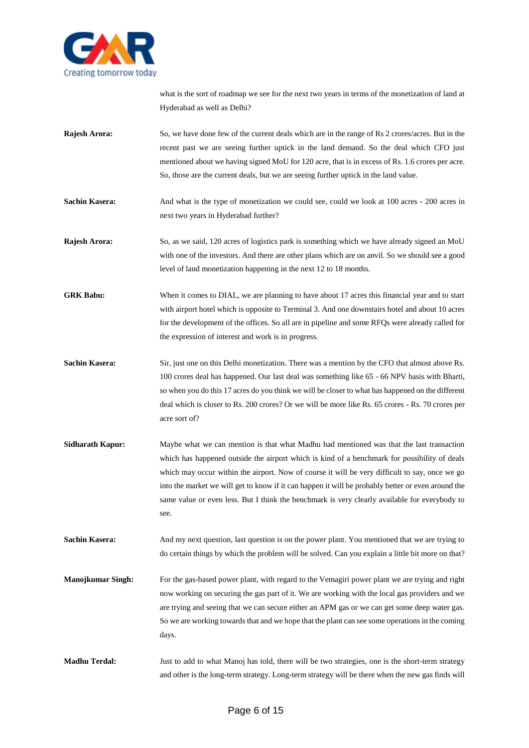what is the sort of roadmap we see for the next two years in terms of the monetization of land at Hyderabad as well as Delhi?

**Rajesh Arora:** So, we have done few of the current deals which are in the range of Rs 2 crores/acres. But in the recent past we are seeing further uptick in the land demand. So the deal which CFO just mentioned about we having signed MoU for 120 acre, that is in excess of Rs. 1.6 crores per acre. So, those are the current deals, but we are seeing further uptick in the land value.

**Sachin Kasera:** And what is the type of monetization we could see, could we look at 100 acres - 200 acres in next two years in Hyderabad further?

**Rajesh Arora:** So, as we said, 120 acres of logistics park is something which we have already signed an MoU with one of the investors. And there are other plans which are on anvil. So we should see a good level of land monetization happening in the next 12 to 18 months.

**GRK Babu:** When it comes to DIAL, we are planning to have about 17 acres this financial year and to start with airport hotel which is opposite to Terminal 3. And one downstairs hotel and about 10 acres for the development of the offices. So all are in pipeline and some RFQs were already called for the expression of interest and work is in progress.

**Sachin Kasera:** Sir, just one on this Delhi monetization. There was a mention by the CFO that almost above Rs. 100 crores deal has happened. Our last deal was something like 65 - 66 NPV basis with Bharti, so when you do this 17 acres do you think we will be closer to what has happened on the different deal which is closer to Rs. 200 crores? Or we will be more like Rs. 65 crores - Rs. 70 crores per acre sort of?

**Sidharath Kapur:** Maybe what we can mention is that what Madhu had mentioned was that the last transaction which has happened outside the airport which is kind of a benchmark for possibility of deals which may occur within the airport. Now of course it will be very difficult to say, once we go into the market we will get to know if it can happen it will be probably better or even around the same value or even less. But I think the benchmark is very clearly available for everybody to see.

**Sachin Kasera:** And my next question, last question is on the power plant. You mentioned that we are trying to do certain things by which the problem will be solved. Can you explain a little bit more on that?

**Manojkumar Singh:** For the gas-based power plant, with regard to the Vemagiri power plant we are trying and right now working on securing the gas part of it. We are working with the local gas providers and we are trying and seeing that we can secure either an APM gas or we can get some deep water gas. So we are working towards that and we hope that the plant can see some operations in the coming days.

**Madhu Terdal:** Just to add to what Manoj has told, there will be two strategies, one is the short-term strategy and other is the long-term strategy. Long-term strategy will be there when the new gas finds will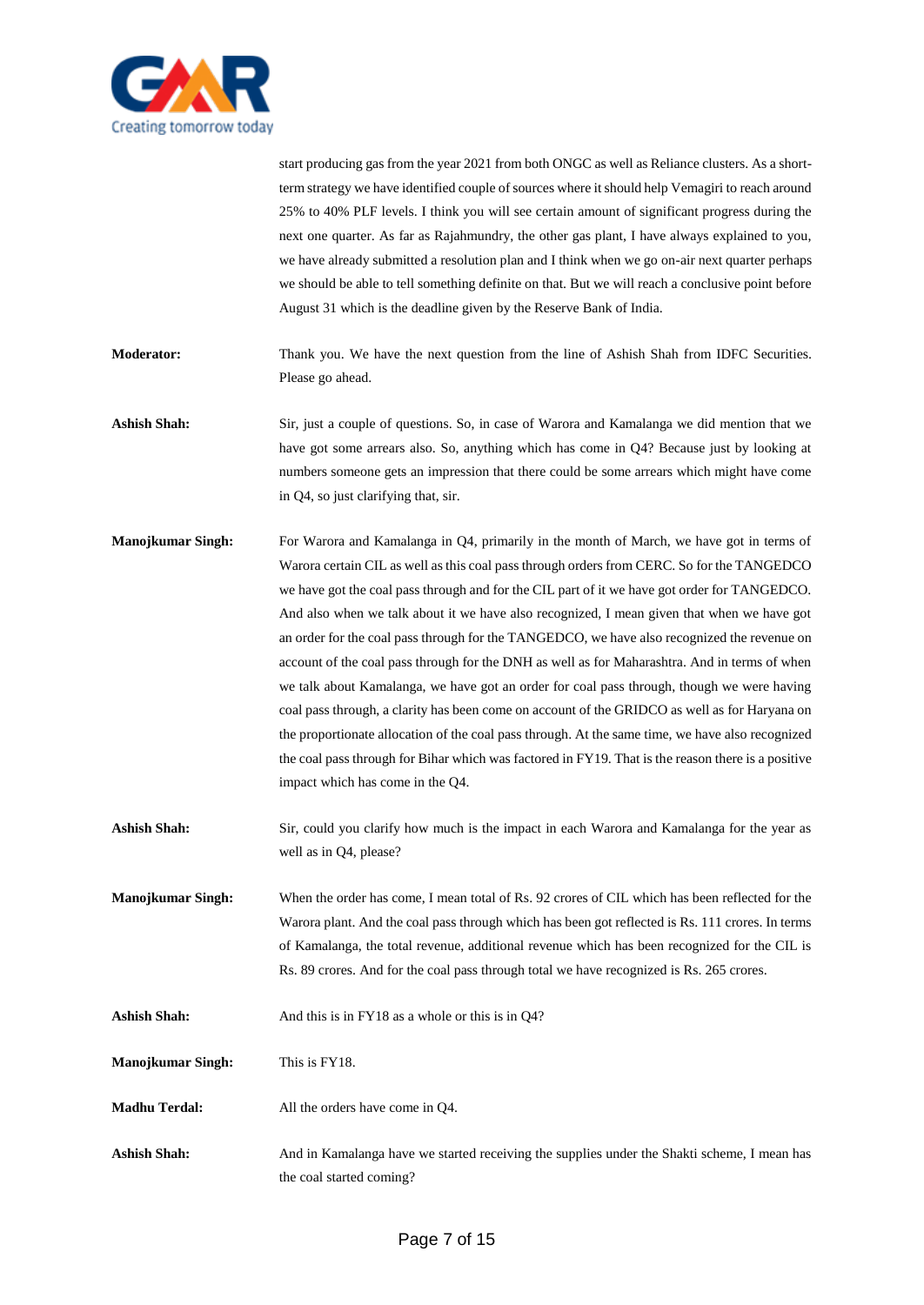start producing gas from the year 2021 from both ONGC as well as Reliance clusters. As a short-term strategy we have identified couple of sources where it should help Vemagiri to reach around 25% to 40% PLF levels. I think you will see certain amount of significant progress during the next one quarter. As far as Rajahmundry, the other gas plant, I have always explained to you, we have already submitted a resolution plan and I think when we go on-air next quarter perhaps we should be able to tell something definite on that. But we will reach a conclusive point before August 31 which is the deadline given by the Reserve Bank of India.

**Moderator:** Thank you. We have the next question from the line of Ashish Shah from IDFC Securities. Please go ahead.

**Ashish Shah:** Sir, just a couple of questions. So, in case of Warora and Kamalanga we did mention that we have got some arrears also. So, anything which has come in Q4? Because just by looking at numbers someone gets an impression that there could be some arrears which might have come in Q4, so just clarifying that, sir.

**Manojkumar Singh:** For Warora and Kamalanga in Q4, primarily in the month of March, we have got in terms of Warora certain CIL as well as this coal pass through orders from CERC. So for the TANGEDCO we have got the coal pass through and for the CIL part of it we have got order for TANGEDCO. And also when we talk about it we have also recognized, I mean given that when we have got an order for the coal pass through for the TANGEDCO, we have also recognized the revenue on account of the coal pass through for the DNH as well as for Maharashtra. And in terms of when we talk about Kamalanga, we have got an order for coal pass through, though we were having coal pass through, a clarity has been come on account of the GRIDCO as well as for Haryana on the proportionate allocation of the coal pass through. At the same time, we have also recognized the coal pass through for Bihar which was factored in FY19. That is the reason there is a positive impact which has come in the Q4.

**Ashish Shah:** Sir, could you clarify how much is the impact in each Warora and Kamalanga for the year as well as in Q4, please?

**Manojkumar Singh:** When the order has come, I mean total of Rs. 92 crores of CIL which has been reflected for the Warora plant. And the coal pass through which has been got reflected is Rs. 111 crores. In terms of Kamalanga, the total revenue, additional revenue which has been recognized for the CIL is Rs. 89 crores. And for the coal pass through total we have recognized is Rs. 265 crores.

**Ashish Shah:** And this is in FY18 as a whole or this is in Q4?

**Manojkumar Singh:** This is FY18.

**Madhu Terdal:** All the orders have come in Q4.

**Ashish Shah:** And in Kamalanga have we started receiving the supplies under the Shakti scheme, I mean has the coal started coming?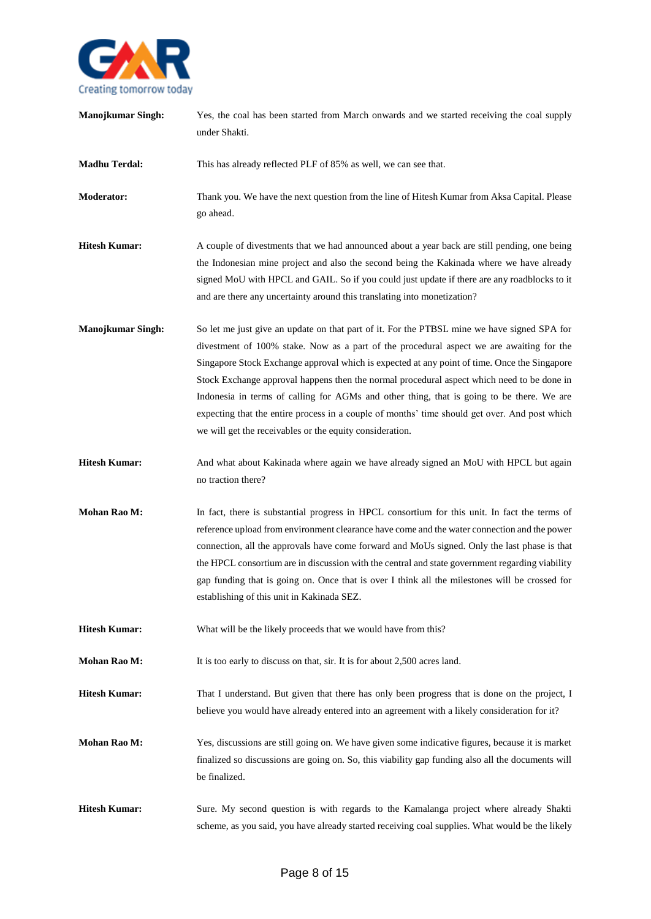**Manojkumar Singh:** Yes, the coal has been started from March onwards and we started receiving the coal supply under Shakti.

**Madhu Terdal:** This has already reflected PLF of 85% as well, we can see that.

**Moderator:** Thank you. We have the next question from the line of Hitesh Kumar from Aksa Capital. Please go ahead.

**Hitesh Kumar:** A couple of divestments that we had announced about a year back are still pending, one being the Indonesian mine project and also the second being the Kakinada where we have already signed MoU with HPCL and GAIL. So if you could just update if there are any roadblocks to it and are there any uncertainty around this translating into monetization?

**Manojkumar Singh:** So let me just give an update on that part of it. For the PTBSL mine we have signed SPA for divestment of 100% stake. Now as a part of the procedural aspect we are awaiting for the Singapore Stock Exchange approval which is expected at any point of time. Once the Singapore Stock Exchange approval happens then the normal procedural aspect which need to be done in Indonesia in terms of calling for AGMs and other thing, that is going to be there. We are expecting that the entire process in a couple of months' time should get over. And post which we will get the receivables or the equity consideration.

**Hitesh Kumar:** And what about Kakinada where again we have already signed an MoU with HPCL but again no traction there?

**Mohan Rao M:** In fact, there is substantial progress in HPCL consortium for this unit. In fact the terms of reference upload from environment clearance have come and the water connection and the power connection, all the approvals have come forward and MoUs signed. Only the last phase is that the HPCL consortium are in discussion with the central and state government regarding viability gap funding that is going on. Once that is over I think all the milestones will be crossed for establishing of this unit in Kakinada SEZ.

**Hitesh Kumar:** What will be the likely proceeds that we would have from this?

**Mohan Rao M:** It is too early to discuss on that, sir. It is for about 2,500 acres land.

**Hitesh Kumar:** That I understand. But given that there has only been progress that is done on the project, I believe you would have already entered into an agreement with a likely consideration for it?

**Mohan Rao M:** Yes, discussions are still going on. We have given some indicative figures, because it is market finalized so discussions are going on. So, this viability gap funding also all the documents will be finalized.

**Hitesh Kumar:** Sure. My second question is with regards to the Kamalanga project where already Shakti scheme, as you said, you have already started receiving coal supplies. What would be the likely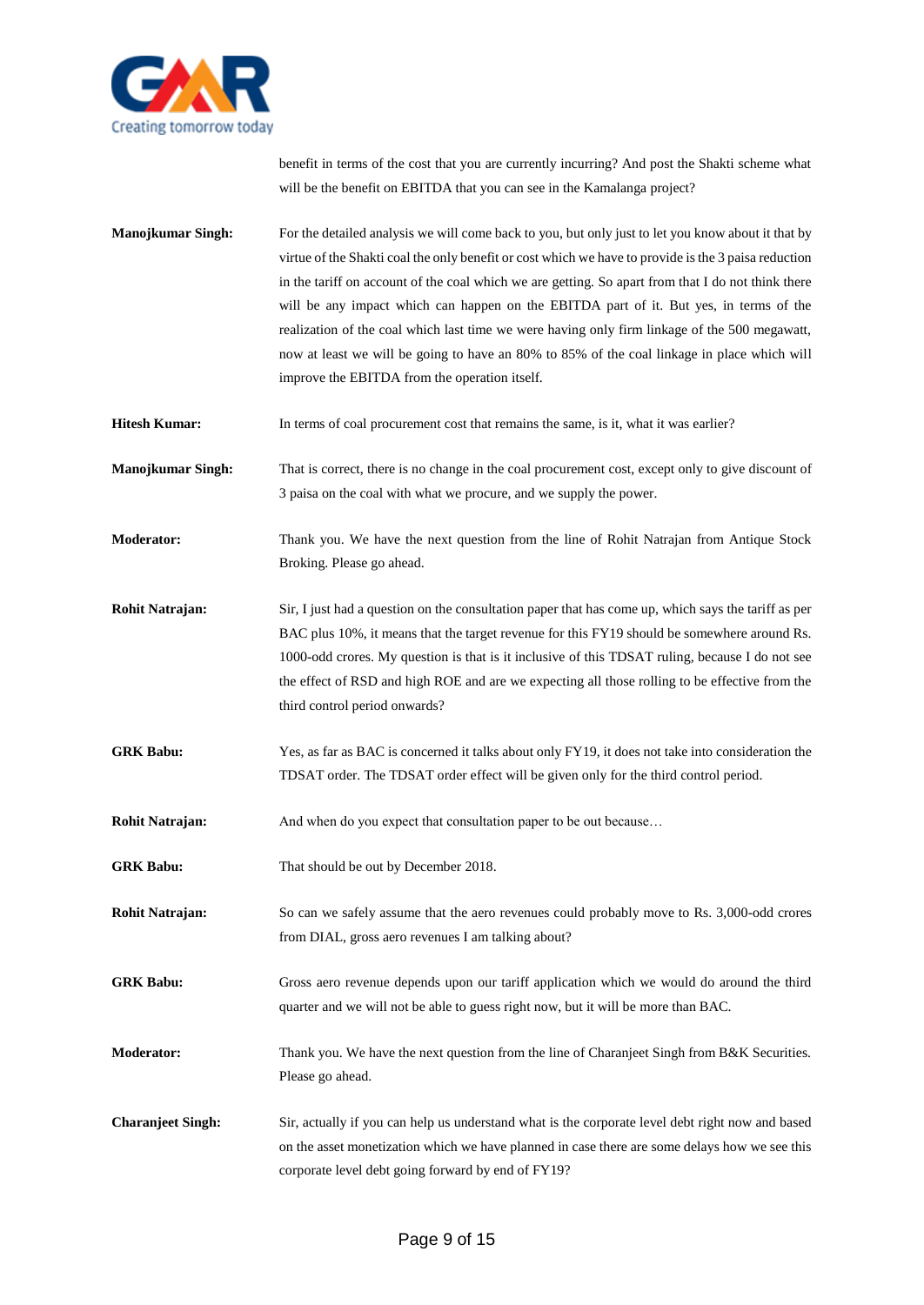benefit in terms of the cost that you are currently incurring? And post the Shakti scheme what will be the benefit on EBITDA that you can see in the Kamalanga project?

**Manojkumar Singh:** For the detailed analysis we will come back to you, but only just to let you know about it that by virtue of the Shakti coal the only benefit or cost which we have to provide is the 3 paisa reduction in the tariff on account of the coal which we are getting. So apart from that I do not think there will be any impact which can happen on the EBITDA part of it. But yes, in terms of the realization of the coal which last time we were having only firm linkage of the 500 megawatt, now at least we will be going to have an 80% to 85% of the coal linkage in place which will improve the EBITDA from the operation itself.

**Hitesh Kumar:** In terms of coal procurement cost that remains the same, is it, what it was earlier?

**Manojkumar Singh:** That is correct, there is no change in the coal procurement cost, except only to give discount of 3 paisa on the coal with what we procure, and we supply the power.

**Moderator:** Thank you. We have the next question from the line of Rohit Natrajan from Antique Stock Broking. Please go ahead.

**Rohit Natrajan:** Sir, I just had a question on the consultation paper that has come up, which says the tariff as per BAC plus 10%, it means that the target revenue for this FY19 should be somewhere around Rs. 1000-odd crores. My question is that is it inclusive of this TDSAT ruling, because I do not see the effect of RSD and high ROE and are we expecting all those rolling to be effective from the third control period onwards?

**GRK Babu:** Yes, as far as BAC is concerned it talks about only FY19, it does not take into consideration the TDSAT order. The TDSAT order effect will be given only for the third control period.

**Rohit Natrajan:** And when do you expect that consultation paper to be out because…

**GRK Babu:** That should be out by December 2018.

**Rohit Natrajan:** So can we safely assume that the aero revenues could probably move to Rs. 3,000-odd crores from DIAL, gross aero revenues I am talking about?

**GRK Babu:** Gross aero revenue depends upon our tariff application which we would do around the third quarter and we will not be able to guess right now, but it will be more than BAC.

**Moderator:** Thank you. We have the next question from the line of Charanjeet Singh from B&K Securities. Please go ahead.

**Charanjeet Singh:** Sir, actually if you can help us understand what is the corporate level debt right now and based on the asset monetization which we have planned in case there are some delays how we see this corporate level debt going forward by end of FY19?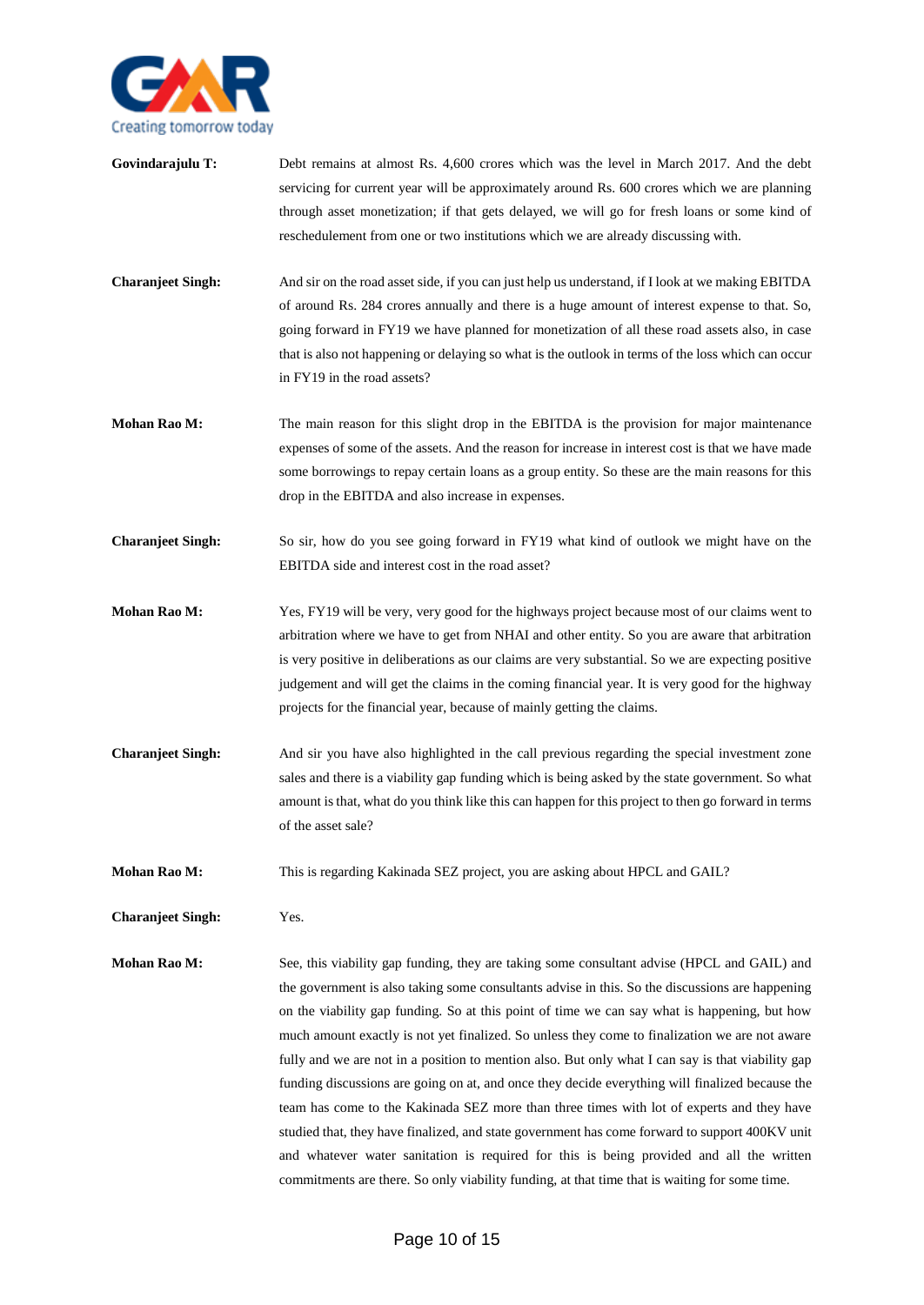**Govindarajulu T:** Debt remains at almost Rs. 4,600 crores which was the level in March 2017. And the debt servicing for current year will be approximately around Rs. 600 crores which we are planning through asset monetization; if that gets delayed, we will go for fresh loans or some kind of reschedulement from one or two institutions which we are already discussing with.

**Charanjeet Singh:** And sir on the road asset side, if you can just help us understand, if I look at we making EBITDA of around Rs. 284 crores annually and there is a huge amount of interest expense to that. So, going forward in FY19 we have planned for monetization of all these road assets also, in case that is also not happening or delaying so what is the outlook in terms of the loss which can occur in FY19 in the road assets?

**Mohan Rao M:** The main reason for this slight drop in the EBITDA is the provision for major maintenance expenses of some of the assets. And the reason for increase in interest cost is that we have made some borrowings to repay certain loans as a group entity. So these are the main reasons for this drop in the EBITDA and also increase in expenses.

**Charanjeet Singh:** So sir, how do you see going forward in FY19 what kind of outlook we might have on the EBITDA side and interest cost in the road asset?

**Mohan Rao M:** Yes, FY19 will be very, very good for the highways project because most of our claims went to arbitration where we have to get from NHAI and other entity. So you are aware that arbitration is very positive in deliberations as our claims are very substantial. So we are expecting positive judgement and will get the claims in the coming financial year. It is very good for the highway projects for the financial year, because of mainly getting the claims.

**Charanjeet Singh:** And sir you have also highlighted in the call previous regarding the special investment zone sales and there is a viability gap funding which is being asked by the state government. So what amount is that, what do you think like this can happen for this project to then go forward in terms of the asset sale?

**Mohan Rao M:** This is regarding Kakinada SEZ project, you are asking about HPCL and GAIL?

**Charanjeet Singh:** Yes.

**Mohan Rao M:** See, this viability gap funding, they are taking some consultant advise (HPCL and GAIL) and the government is also taking some consultants advise in this. So the discussions are happening on the viability gap funding. So at this point of time we can say what is happening, but how much amount exactly is not yet finalized. So unless they come to finalization we are not aware fully and we are not in a position to mention also. But only what I can say is that viability gap funding discussions are going on at, and once they decide everything will finalized because the team has come to the Kakinada SEZ more than three times with lot of experts and they have studied that, they have finalized, and state government has come forward to support 400KV unit and whatever water sanitation is required for this is being provided and all the written commitments are there. So only viability funding, at that time that is waiting for some time.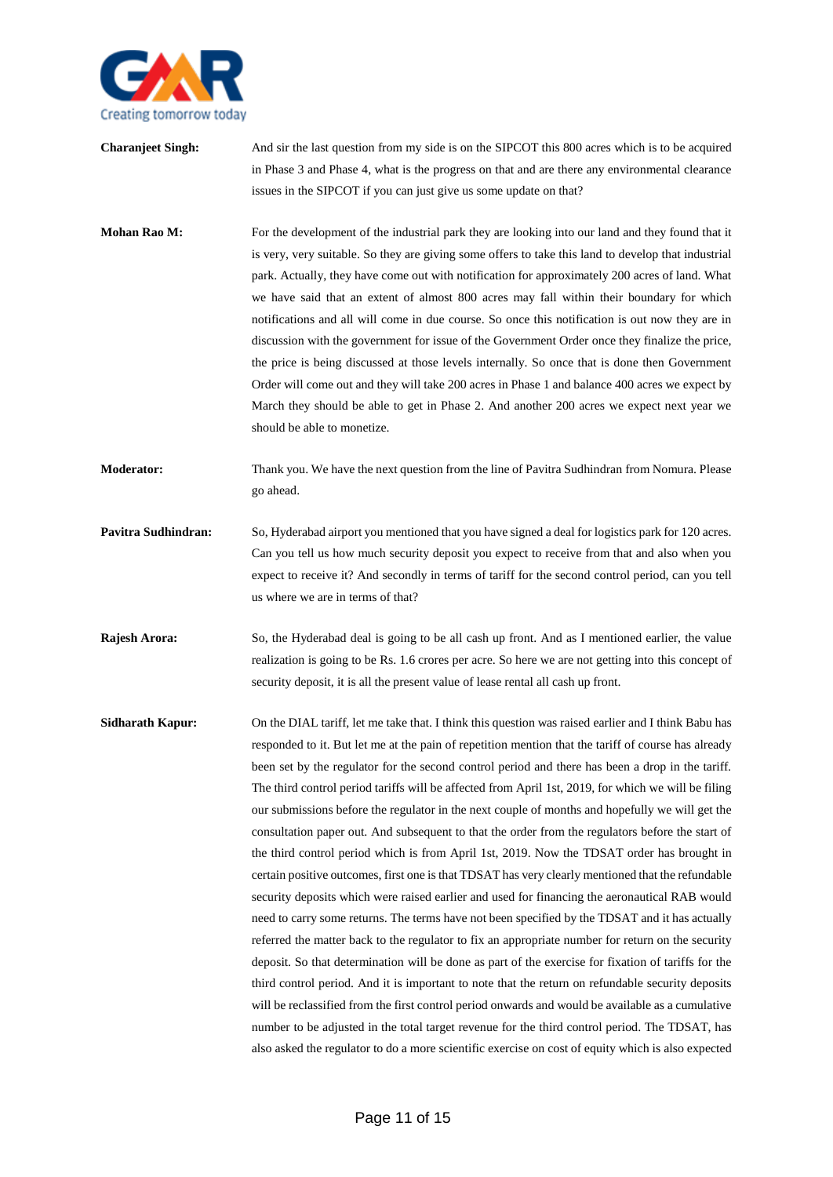**Charanjeet Singh:** And sir the last question from my side is on the SIPCOT this 800 acres which is to be acquired in Phase 3 and Phase 4, what is the progress on that and are there any environmental clearance issues in the SIPCOT if you can just give us some update on that?

**Mohan Rao M:** For the development of the industrial park they are looking into our land and they found that it is very, very suitable. So they are giving some offers to take this land to develop that industrial park. Actually, they have come out with notification for approximately 200 acres of land. What we have said that an extent of almost 800 acres may fall within their boundary for which notifications and all will come in due course. So once this notification is out now they are in discussion with the government for issue of the Government Order once they finalize the price, the price is being discussed at those levels internally. So once that is done then Government Order will come out and they will take 200 acres in Phase 1 and balance 400 acres we expect by March they should be able to get in Phase 2. And another 200 acres we expect next year we should be able to monetize.

**Moderator:** Thank you. We have the next question from the line of Pavitra Sudhindran from Nomura. Please go ahead.

**Pavitra Sudhindran:** So, Hyderabad airport you mentioned that you have signed a deal for logistics park for 120 acres. Can you tell us how much security deposit you expect to receive from that and also when you expect to receive it? And secondly in terms of tariff for the second control period, can you tell us where we are in terms of that?

**Rajesh Arora:** So, the Hyderabad deal is going to be all cash up front. And as I mentioned earlier, the value realization is going to be Rs. 1.6 crores per acre. So here we are not getting into this concept of security deposit, it is all the present value of lease rental all cash up front.

**Sidharath Kapur:** On the DIAL tariff, let me take that. I think this question was raised earlier and I think Babu has responded to it. But let me at the pain of repetition mention that the tariff of course has already been set by the regulator for the second control period and there has been a drop in the tariff. The third control period tariffs will be affected from April 1st, 2019, for which we will be filing our submissions before the regulator in the next couple of months and hopefully we will get the consultation paper out. And subsequent to that the order from the regulators before the start of the third control period which is from April 1st, 2019. Now the TDSAT order has brought in certain positive outcomes, first one is that TDSAT has very clearly mentioned that the refundable security deposits which were raised earlier and used for financing the aeronautical RAB would need to carry some returns. The terms have not been specified by the TDSAT and it has actually referred the matter back to the regulator to fix an appropriate number for return on the security deposit. So that determination will be done as part of the exercise for fixation of tariffs for the third control period. And it is important to note that the return on refundable security deposits will be reclassified from the first control period onwards and would be available as a cumulative number to be adjusted in the total target revenue for the third control period. The TDSAT, has also asked the regulator to do a more scientific exercise on cost of equity which is also expected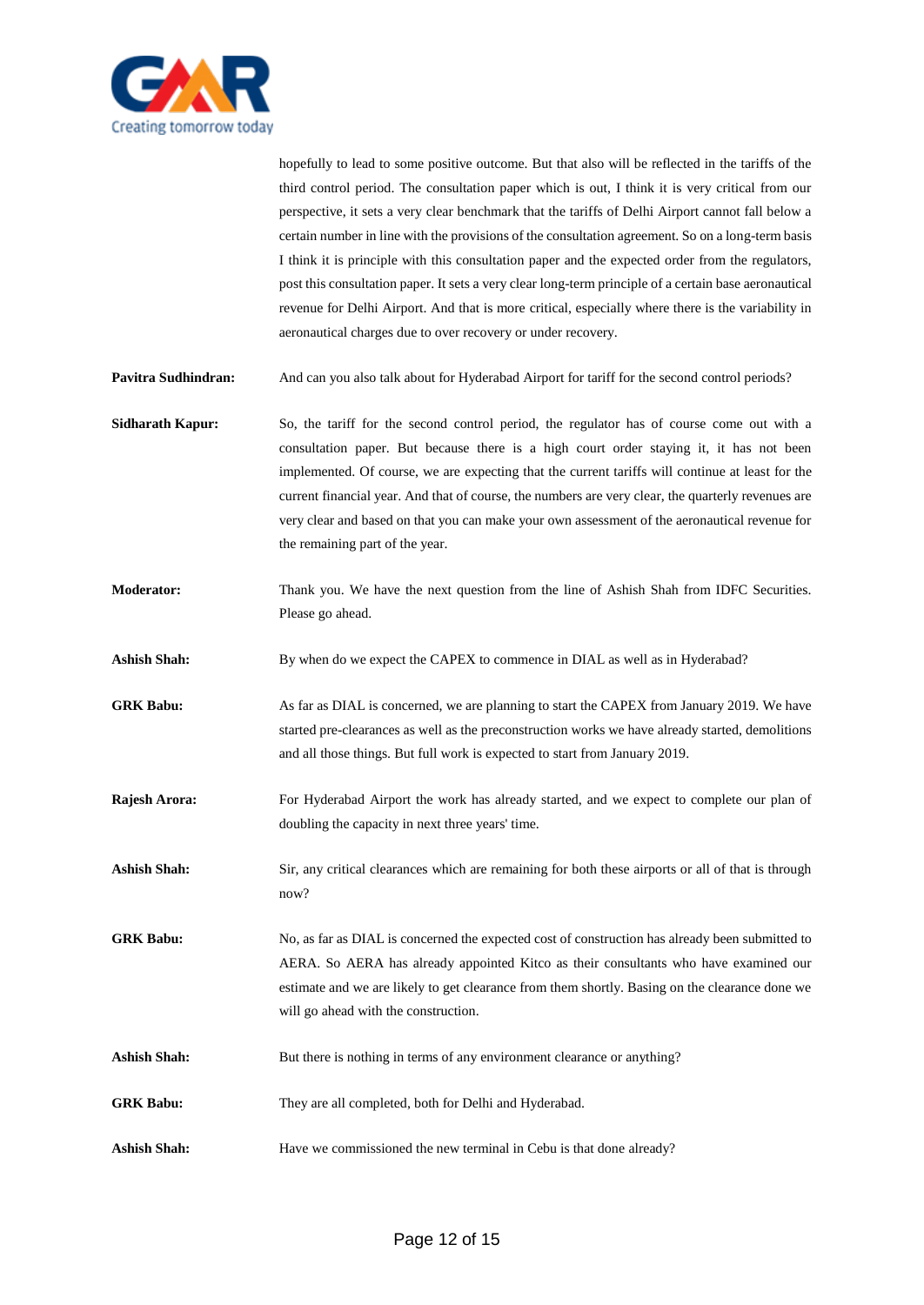hopefully to lead to some positive outcome. But that also will be reflected in the tariffs of the third control period. The consultation paper which is out, I think it is very critical from our perspective, it sets a very clear benchmark that the tariffs of Delhi Airport cannot fall below a certain number in line with the provisions of the consultation agreement. So on a long-term basis I think it is principle with this consultation paper and the expected order from the regulators, post this consultation paper. It sets a very clear long-term principle of a certain base aeronautical revenue for Delhi Airport. And that is more critical, especially where there is the variability in aeronautical charges due to over recovery or under recovery.

**Pavitra Sudhindran:** And can you also talk about for Hyderabad Airport for tariff for the second control periods?

**Sidharath Kapur:** So, the tariff for the second control period, the regulator has of course come out with a consultation paper. But because there is a high court order staying it, it has not been implemented. Of course, we are expecting that the current tariffs will continue at least for the current financial year. And that of course, the numbers are very clear, the quarterly revenues are very clear and based on that you can make your own assessment of the aeronautical revenue for the remaining part of the year.

**Moderator:** Thank you. We have the next question from the line of Ashish Shah from IDFC Securities. Please go ahead.

**Ashish Shah:** By when do we expect the CAPEX to commence in DIAL as well as in Hyderabad?

**GRK Babu:** As far as DIAL is concerned, we are planning to start the CAPEX from January 2019. We have started pre-clearances as well as the preconstruction works we have already started, demolitions and all those things. But full work is expected to start from January 2019.

**Rajesh Arora:** For Hyderabad Airport the work has already started, and we expect to complete our plan of doubling the capacity in next three years' time.

**Ashish Shah:** Sir, any critical clearances which are remaining for both these airports or all of that is through now?

**GRK Babu:** No, as far as DIAL is concerned the expected cost of construction has already been submitted to AERA. So AERA has already appointed Kitco as their consultants who have examined our estimate and we are likely to get clearance from them shortly. Basing on the clearance done we will go ahead with the construction.

**Ashish Shah:** But there is nothing in terms of any environment clearance or anything?

**GRK Babu:** They are all completed, both for Delhi and Hyderabad.

**Ashish Shah:** Have we commissioned the new terminal in Cebu is that done already?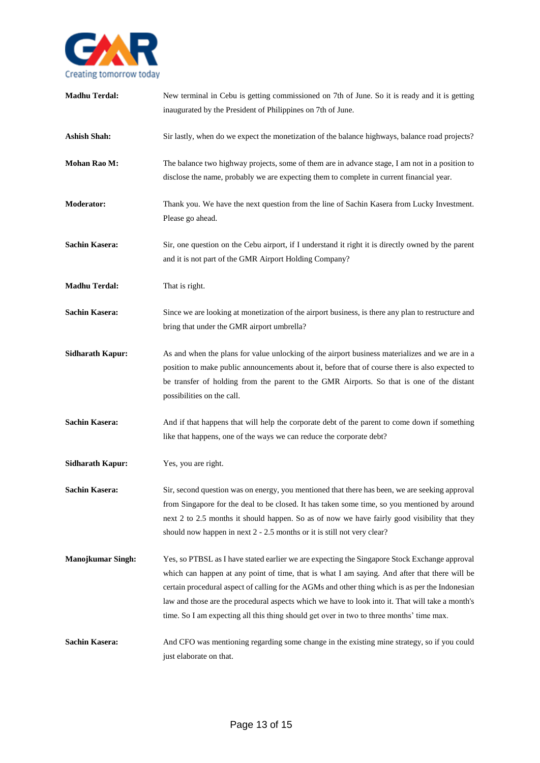**Madhu Terdal:** New terminal in Cebu is getting commissioned on 7th of June. So it is ready and it is getting inaugurated by the President of Philippines on 7th of June.

**Ashish Shah:** Sir lastly, when do we expect the monetization of the balance highways, balance road projects?

**Mohan Rao M:** The balance two highway projects, some of them are in advance stage, I am not in a position to disclose the name, probably we are expecting them to complete in current financial year.

**Moderator:** Thank you. We have the next question from the line of Sachin Kasera from Lucky Investment. Please go ahead.

**Sachin Kasera:** Sir, one question on the Cebu airport, if I understand it right it is directly owned by the parent and it is not part of the GMR Airport Holding Company?

**Madhu Terdal:** That is right.

**Sachin Kasera:** Since we are looking at monetization of the airport business, is there any plan to restructure and bring that under the GMR airport umbrella?

**Sidharath Kapur:** As and when the plans for value unlocking of the airport business materializes and we are in a position to make public announcements about it, before that of course there is also expected to be transfer of holding from the parent to the GMR Airports. So that is one of the distant possibilities on the call.

**Sachin Kasera:** And if that happens that will help the corporate debt of the parent to come down if something like that happens, one of the ways we can reduce the corporate debt?

**Sidharath Kapur:** Yes, you are right.

**Sachin Kasera:** Sir, second question was on energy, you mentioned that there has been, we are seeking approval from Singapore for the deal to be closed. It has taken some time, so you mentioned by around next 2 to 2.5 months it should happen. So as of now we have fairly good visibility that they should now happen in next 2 - 2.5 months or it is still not very clear?

**Manojkumar Singh:** Yes, so PTBSL as I have stated earlier we are expecting the Singapore Stock Exchange approval which can happen at any point of time, that is what I am saying. And after that there will be certain procedural aspect of calling for the AGMs and other thing which is as per the Indonesian law and those are the procedural aspects which we have to look into it. That will take a month's time. So I am expecting all this thing should get over in two to three months' time max.

**Sachin Kasera:** And CFO was mentioning regarding some change in the existing mine strategy, so if you could just elaborate on that.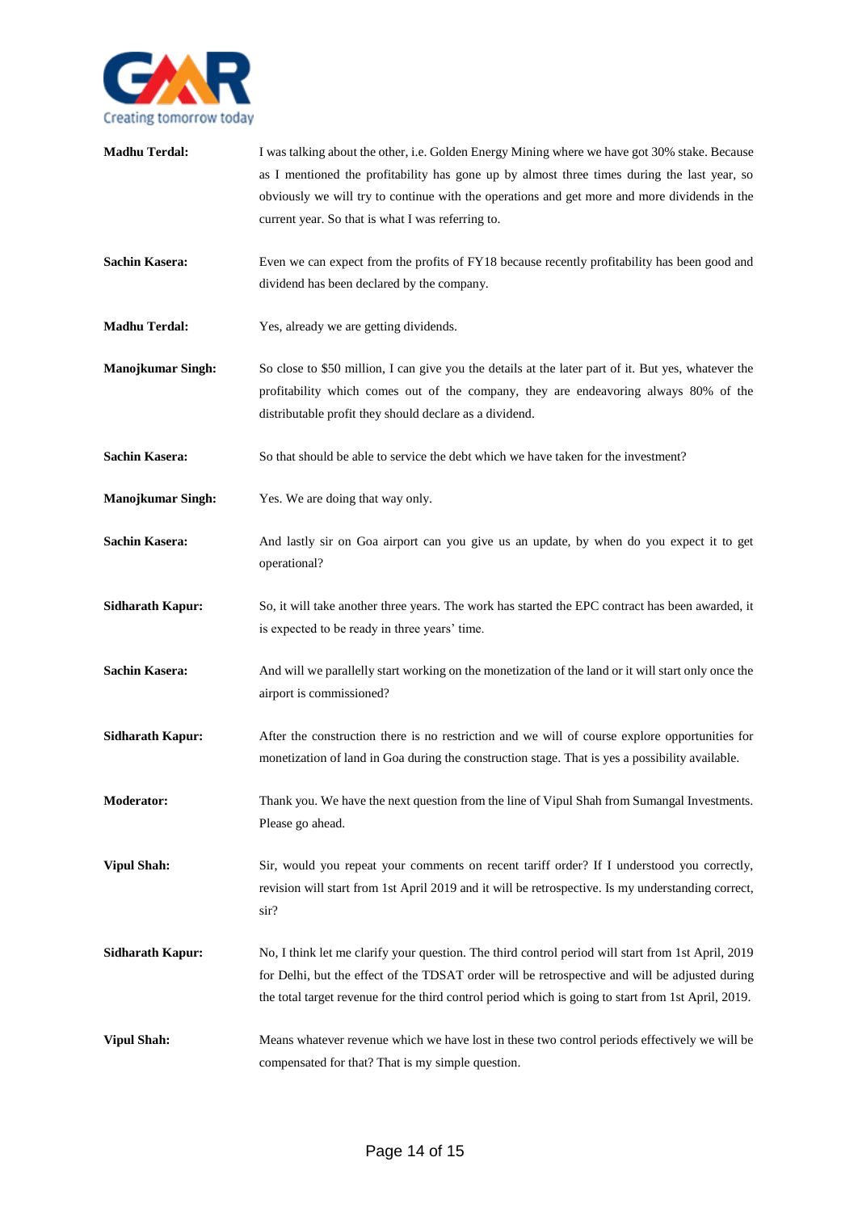**Madhu Terdal:** I was talking about the other, i.e. Golden Energy Mining where we have got 30% stake. Because as I mentioned the profitability has gone up by almost three times during the last year, so obviously we will try to continue with the operations and get more and more dividends in the current year. So that is what I was referring to.

**Sachin Kasera:** Even we can expect from the profits of FY18 because recently profitability has been good and dividend has been declared by the company.

**Madhu Terdal:** Yes, already we are getting dividends.

**Manojkumar Singh:** So close to $50 million, I can give you the details at the later part of it. But yes, whatever the profitability which comes out of the company, they are endeavoring always 80% of the distributable profit they should declare as a dividend.

**Sachin Kasera:** So that should be able to service the debt which we have taken for the investment?

**Manojkumar Singh:** Yes. We are doing that way only.

**Sachin Kasera:** And lastly sir on Goa airport can you give us an update, by when do you expect it to get operational?

**Sidharath Kapur:** So, it will take another three years. The work has started the EPC contract has been awarded, it is expected to be ready in three years' time.

**Sachin Kasera:** And will we parallelly start working on the monetization of the land or it will start only once the airport is commissioned?

**Sidharath Kapur:** After the construction there is no restriction and we will of course explore opportunities for monetization of land in Goa during the construction stage. That is yes a possibility available.

**Moderator:** Thank you. We have the next question from the line of Vipul Shah from Sumangal Investments. Please go ahead.

**Vipul Shah:** Sir, would you repeat your comments on recent tariff order? If I understood you correctly, revision will start from 1st April 2019 and it will be retrospective. Is my understanding correct, sir?

**Sidharath Kapur:** No, I think let me clarify your question. The third control period will start from 1st April, 2019 for Delhi, but the effect of the TDSAT order will be retrospective and will be adjusted during the total target revenue for the third control period which is going to start from 1st April, 2019.

**Vipul Shah:** Means whatever revenue which we have lost in these two control periods effectively we will be compensated for that? That is my simple question.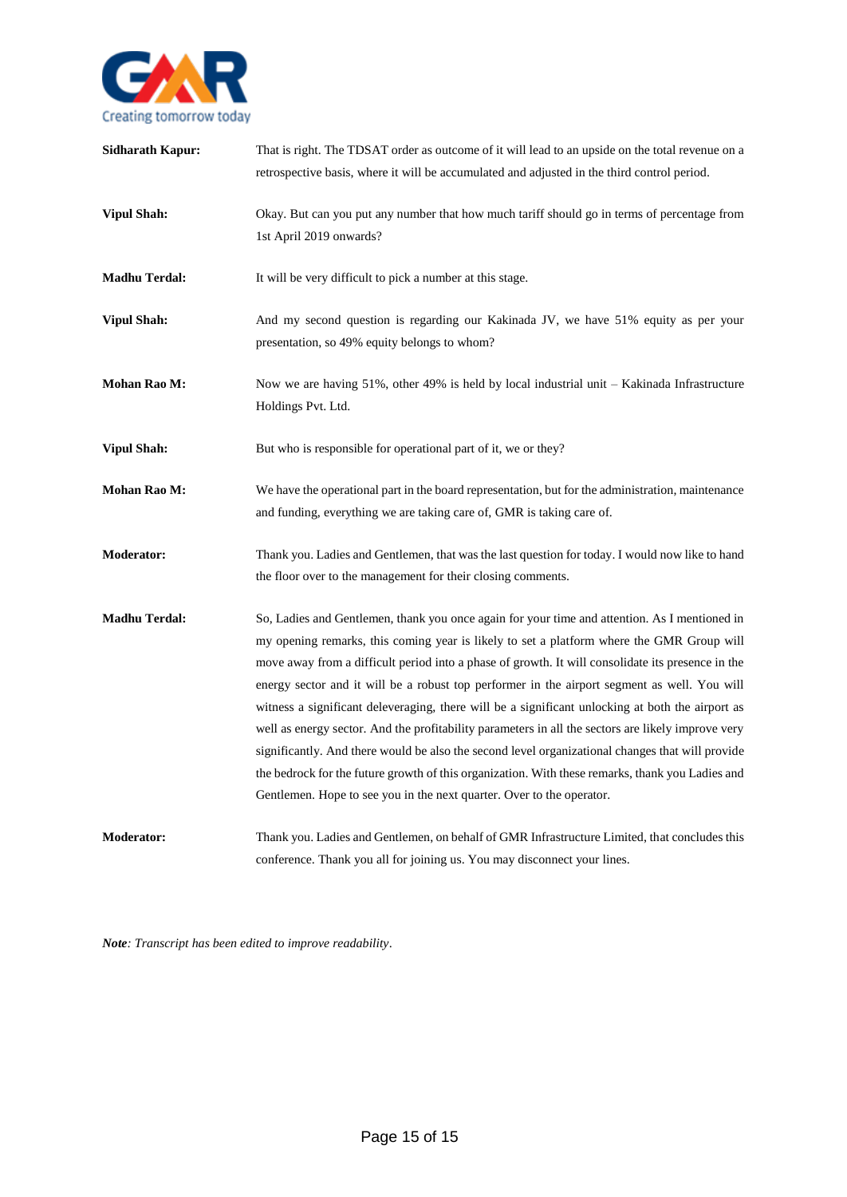**Sidharath Kapur:** That is right. The TDSAT order as outcome of it will lead to an upside on the total revenue on a retrospective basis, where it will be accumulated and adjusted in the third control period.

**Vipul Shah:** Okay. But can you put any number that how much tariff should go in terms of percentage from 1st April 2019 onwards?

**Madhu Terdal:** It will be very difficult to pick a number at this stage.

**Vipul Shah:** And my second question is regarding our Kakinada JV, we have 51% equity as per your presentation, so 49% equity belongs to whom?

**Mohan Rao M:** Now we are having 51%, other 49% is held by local industrial unit – Kakinada Infrastructure Holdings Pvt. Ltd.

**Vipul Shah:** But who is responsible for operational part of it, we or they?

**Mohan Rao M:** We have the operational part in the board representation, but for the administration, maintenance and funding, everything we are taking care of, GMR is taking care of.

**Moderator:** Thank you. Ladies and Gentlemen, that was the last question for today. I would now like to hand the floor over to the management for their closing comments.

**Madhu Terdal:** So, Ladies and Gentlemen, thank you once again for your time and attention. As I mentioned in my opening remarks, this coming year is likely to set a platform where the GMR Group will move away from a difficult period into a phase of growth. It will consolidate its presence in the energy sector and it will be a robust top performer in the airport segment as well. You will witness a significant deleveraging, there will be a significant unlocking at both the airport as well as energy sector. And the profitability parameters in all the sectors are likely improve very significantly. And there would be also the second level organizational changes that will provide the bedrock for the future growth of this organization. With these remarks, thank you Ladies and Gentlemen. Hope to see you in the next quarter. Over to the operator.

**Moderator:** Thank you. Ladies and Gentlemen, on behalf of GMR Infrastructure Limited, that concludes this conference. Thank you all for joining us. You may disconnect your lines.

***Note**: Transcript has been edited to improve readability*.